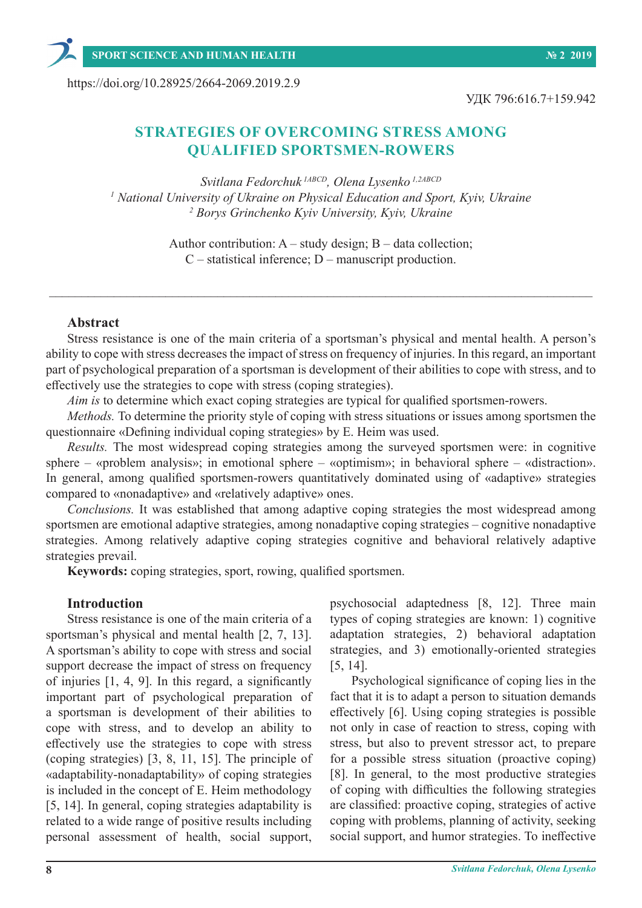https://doi.org/10.28925/2664-2069.2019.2.9

УДК 796:616.7+159.942

# STRATEGIES OF OVERCOMING STRESS AMONG QUALIFIED SPORTSMEN-ROWERS

*Svitlana Fedorchuk [1ABCD], Olena Lysenko [1,2ABCD]*

*[1] National University of Ukraine on Physical Education and Sport, Kyiv, Ukraine*

*[2] Borys Grinchenko Kyiv University, Kyiv, Ukraine*

Author contribution: A – study design; B – data collection; C – statistical inference; D – manuscript production.

---

## Abstract

Stress resistance is one of the main criteria of a sportsman's physical and mental health. A person's ability to cope with stress decreases the impact of stress on frequency of injuries. In this regard, an important part of psychological preparation of a sportsman is development of their abilities to cope with stress, and to effectively use the strategies to cope with stress (coping strategies).

*Aim is* to determine which exact coping strategies are typical for qualified sportsmen-rowers.

*Methods.* To determine the priority style of coping with stress situations or issues among sportsmen the questionnaire «Defining individual coping strategies» by E. Heim was used.

*Results.* The most widespread coping strategies among the surveyed sportsmen were: in cognitive sphere – «problem analysis»; in emotional sphere – «optimism»; in behavioral sphere – «distraction». In general, among qualified sportsmen-rowers quantitatively dominated using of «adaptive» strategies compared to «nonadaptive» and «relatively adaptive» ones.

*Conclusions.* It was established that among adaptive coping strategies the most widespread among sportsmen are emotional adaptive strategies, among nonadaptive coping strategies – cognitive nonadaptive strategies. Among relatively adaptive coping strategies cognitive and behavioral relatively adaptive strategies prevail.

**Keywords:** coping strategies, sport, rowing, qualified sportsmen.

## Introduction

Stress resistance is one of the main criteria of a sportsman's physical and mental health [2, 7, 13]. A sportsman's ability to cope with stress and social support decrease the impact of stress on frequency of injuries [1, 4, 9]. In this regard, a significantly important part of psychological preparation of a sportsman is development of their abilities to cope with stress, and to develop an ability to effectively use the strategies to cope with stress (coping strategies) [3, 8, 11, 15]. The principle of «adaptability-nonadaptability» of coping strategies is included in the concept of E. Heim methodology [5, 14]. In general, coping strategies adaptability is related to a wide range of positive results including personal assessment of health, social support, psychosocial adaptedness [8, 12]. Three main types of coping strategies are known: 1) cognitive adaptation strategies, 2) behavioral adaptation strategies, and 3) emotionally-oriented strategies [5, 14].

Psychological significance of coping lies in the fact that it is to adapt a person to situation demands effectively [6]. Using coping strategies is possible not only in case of reaction to stress, coping with stress, but also to prevent stressor act, to prepare for a possible stress situation (proactive coping) [8]. In general, to the most productive strategies of coping with difficulties the following strategies are classified: proactive coping, strategies of active coping with problems, planning of activity, seeking social support, and humor strategies. To ineffective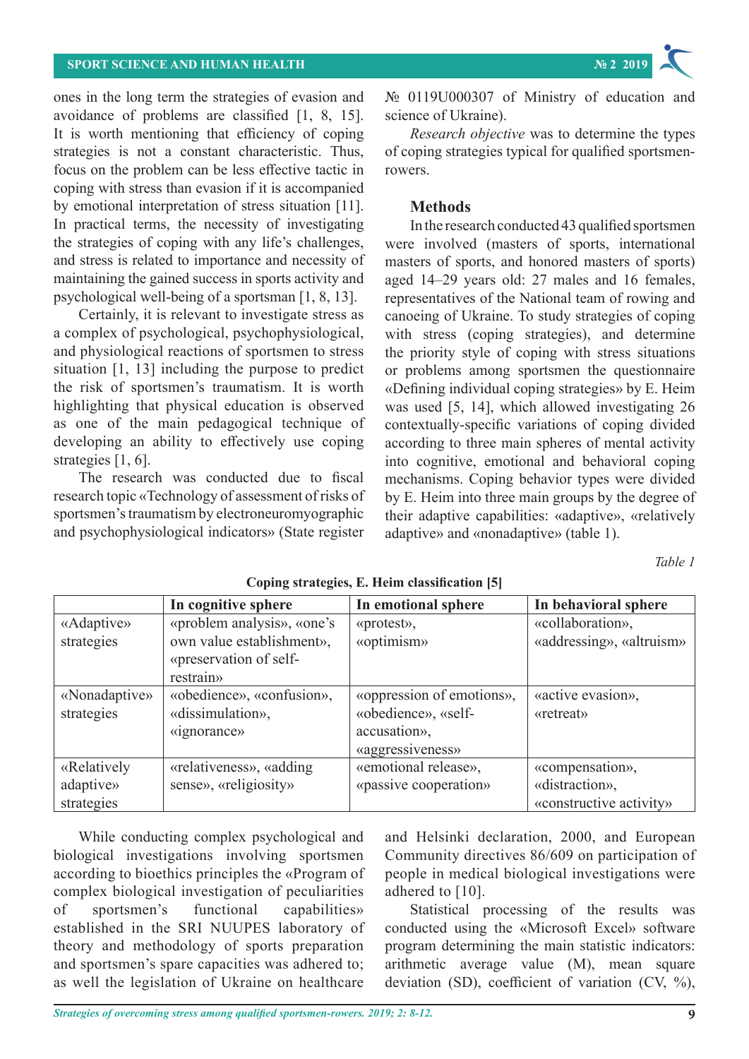ones in the long term the strategies of evasion and avoidance of problems are classified [1, 8, 15]. It is worth mentioning that efficiency of coping strategies is not a constant characteristic. Thus, focus on the problem can be less effective tactic in coping with stress than evasion if it is accompanied by emotional interpretation of stress situation [11]. In practical terms, the necessity of investigating the strategies of coping with any life's challenges, and stress is related to importance and necessity of maintaining the gained success in sports activity and psychological well-being of a sportsman [1, 8, 13].

Certainly, it is relevant to investigate stress as a complex of psychological, psychophysiological, and physiological reactions of sportsmen to stress situation [1, 13] including the purpose to predict the risk of sportsmen's traumatism. It is worth highlighting that physical education is observed as one of the main pedagogical technique of developing an ability to effectively use coping strategies [1, 6].

The research was conducted due to fiscal research topic «Technology of assessment of risks of sportsmen's traumatism by electroneuromyographic and psychophysiological indicators» (State register № 0119U000307 of Ministry of education and science of Ukraine).

*Research objective* was to determine the types of coping strategies typical for qualified sportsmen-rowers.

## Methods

In the research conducted 43 qualified sportsmen were involved (masters of sports, international masters of sports, and honored masters of sports) aged 14–29 years old: 27 males and 16 females, representatives of the National team of rowing and canoeing of Ukraine. To study strategies of coping with stress (coping strategies), and determine the priority style of coping with stress situations or problems among sportsmen the questionnaire «Defining individual coping strategies» by E. Heim was used [5, 14], which allowed investigating 26 contextually-specific variations of coping divided according to three main spheres of mental activity into cognitive, emotional and behavioral coping mechanisms. Coping behavior types were divided by E. Heim into three main groups by the degree of their adaptive capabilities: «adaptive», «relatively adaptive» and «nonadaptive» (table 1).

*Table 1*

**Coping strategies, E. Heim classification [5]**

| | In cognitive sphere | In emotional sphere | In behavioral sphere |
|---|---|---|---|
| «Adaptive» strategies | «problem analysis», «one's own value establishment», «preservation of self-restrain» | «protest», «optimism» | «collaboration», «addressing», «altruism» |
| «Nonadaptive» strategies | «obedience», «confusion», «dissimulation», «ignorance» | «oppression of emotions», «obedience», «self-accusation», «aggressiveness» | «active evasion», «retreat» |
| «Relatively adaptive» strategies | «relativeness», «adding sense», «religiosity» | «emotional release», «passive cooperation» | «compensation», «distraction», «constructive activity» |

While conducting complex psychological and biological investigations involving sportsmen according to bioethics principles the «Program of complex biological investigation of peculiarities of sportsmen's functional capabilities» established in the SRI NUUPES laboratory of theory and methodology of sports preparation and sportsmen's spare capacities was adhered to; as well the legislation of Ukraine on healthcare and Helsinki declaration, 2000, and European Community directives 86/609 on participation of people in medical biological investigations were adhered to [10].

Statistical processing of the results was conducted using the «Microsoft Excel» software program determining the main statistic indicators: arithmetic average value (M), mean square deviation (SD), coefficient of variation (CV, %),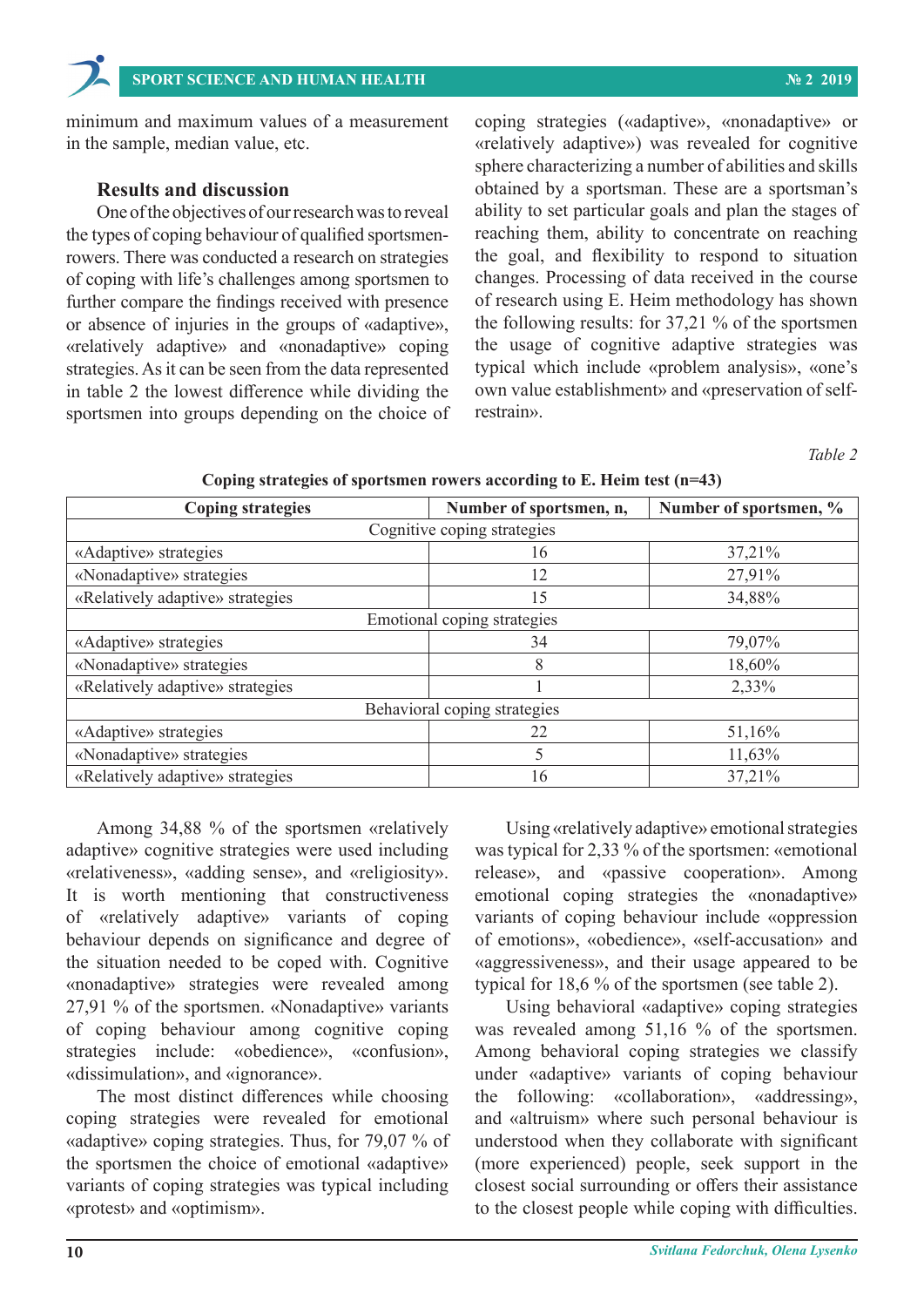minimum and maximum values of a measurement in the sample, median value, etc.

## Results and discussion

One of the objectives of our research was to reveal the types of coping behaviour of qualified sportsmen-rowers. There was conducted a research on strategies of coping with life's challenges among sportsmen to further compare the findings received with presence or absence of injuries in the groups of «adaptive», «relatively adaptive» and «nonadaptive» coping strategies. As it can be seen from the data represented in table 2 the lowest difference while dividing the sportsmen into groups depending on the choice of coping strategies («adaptive», «nonadaptive» or «relatively adaptive») was revealed for cognitive sphere characterizing a number of abilities and skills obtained by a sportsman. These are a sportsman's ability to set particular goals and plan the stages of reaching them, ability to concentrate on reaching the goal, and flexibility to respond to situation changes. Processing of data received in the course of research using E. Heim methodology has shown the following results: for 37,21 % of the sportsmen the usage of cognitive adaptive strategies was typical which include «problem analysis», «one's own value establishment» and «preservation of self-restrain».

*Table 2*

**Coping strategies of sportsmen rowers according to E. Heim test (n=43)**

| Coping strategies | Number of sportsmen, n, | Number of sportsmen, % |
|---|---|---|
| Cognitive coping strategies | | |
| «Adaptive» strategies | 16 | 37,21% |
| «Nonadaptive» strategies | 12 | 27,91% |
| «Relatively adaptive» strategies | 15 | 34,88% |
| Emotional coping strategies | | |
| «Adaptive» strategies | 34 | 79,07% |
| «Nonadaptive» strategies | 8 | 18,60% |
| «Relatively adaptive» strategies | 1 | 2,33% |
| Behavioral coping strategies | | |
| «Adaptive» strategies | 22 | 51,16% |
| «Nonadaptive» strategies | 5 | 11,63% |
| «Relatively adaptive» strategies | 16 | 37,21% |

Among 34,88 % of the sportsmen «relatively adaptive» cognitive strategies were used including «relativeness», «adding sense», and «religiosity». It is worth mentioning that constructiveness of «relatively adaptive» variants of coping behaviour depends on significance and degree of the situation needed to be coped with. Cognitive «nonadaptive» strategies were revealed among 27,91 % of the sportsmen. «Nonadaptive» variants of coping behaviour among cognitive coping strategies include: «obedience», «confusion», «dissimulation», and «ignorance».

The most distinct differences while choosing coping strategies were revealed for emotional «adaptive» coping strategies. Thus, for 79,07 % of the sportsmen the choice of emotional «adaptive» variants of coping strategies was typical including «protest» and «optimism».

Using «relatively adaptive» emotional strategies was typical for 2,33 % of the sportsmen: «emotional release», and «passive cooperation». Among emotional coping strategies the «nonadaptive» variants of coping behaviour include «oppression of emotions», «obedience», «self-accusation» and «aggressiveness», and their usage appeared to be typical for 18,6 % of the sportsmen (see table 2).

Using behavioral «adaptive» coping strategies was revealed among 51,16 % of the sportsmen. Among behavioral coping strategies we classify under «adaptive» variants of coping behaviour the following: «collaboration», «addressing», and «altruism» where such personal behaviour is understood when they collaborate with significant (more experienced) people, seek support in the closest social surrounding or offers their assistance to the closest people while coping with difficulties.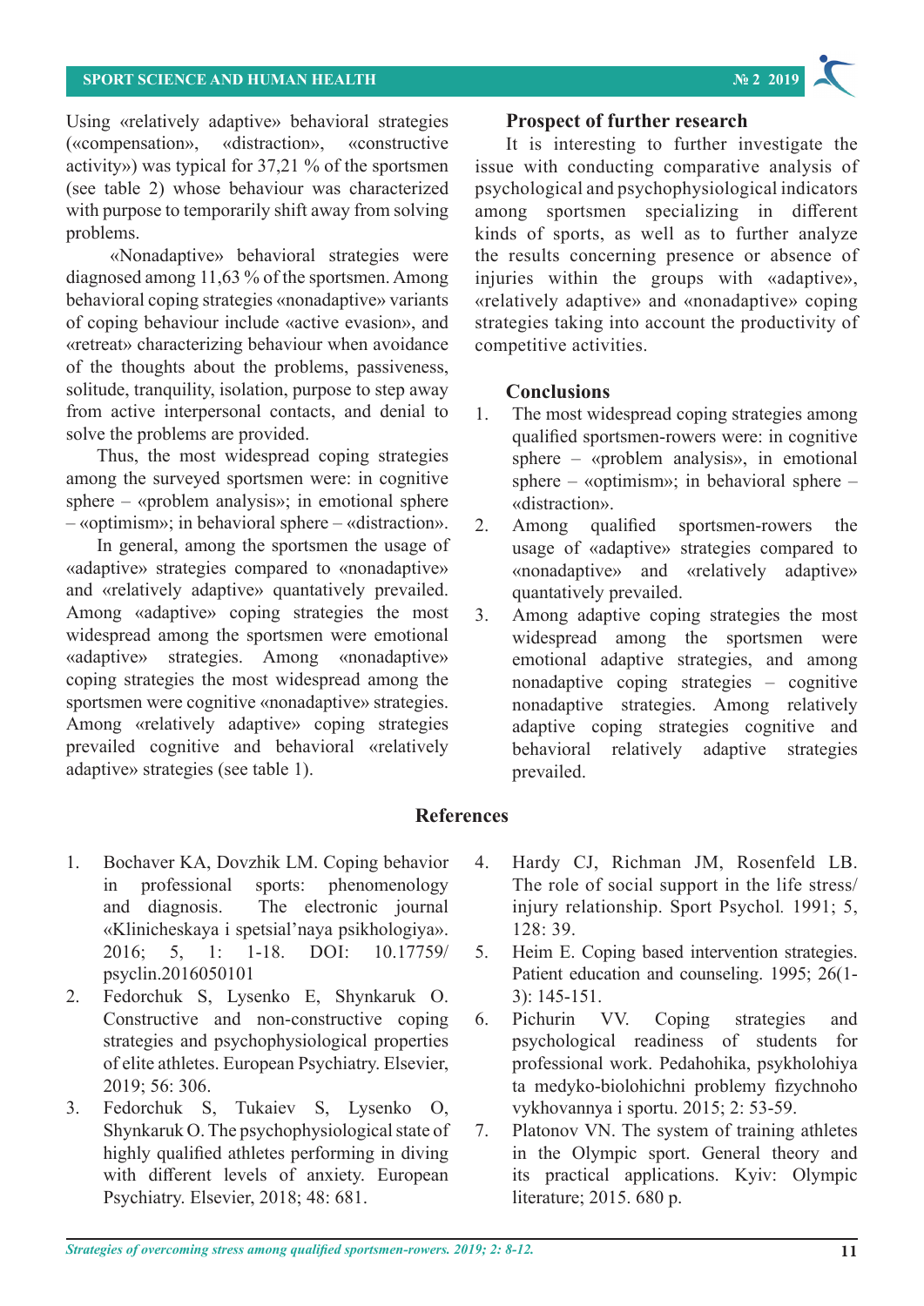Using «relatively adaptive» behavioral strategies («compensation», «distraction», «constructive activity») was typical for 37,21 % of the sportsmen (see table 2) whose behaviour was characterized with purpose to temporarily shift away from solving problems.

«Nonadaptive» behavioral strategies were diagnosed among 11,63 % of the sportsmen. Among behavioral coping strategies «nonadaptive» variants of coping behaviour include «active evasion», and «retreat» characterizing behaviour when avoidance of the thoughts about the problems, passiveness, solitude, tranquility, isolation, purpose to step away from active interpersonal contacts, and denial to solve the problems are provided.

Thus, the most widespread coping strategies among the surveyed sportsmen were: in cognitive sphere – «problem analysis»; in emotional sphere – «optimism»; in behavioral sphere – «distraction».

In general, among the sportsmen the usage of «adaptive» strategies compared to «nonadaptive» and «relatively adaptive» quantatively prevailed. Among «adaptive» coping strategies the most widespread among the sportsmen were emotional «adaptive» strategies. Among «nonadaptive» coping strategies the most widespread among the sportsmen were cognitive «nonadaptive» strategies. Among «relatively adaptive» coping strategies prevailed cognitive and behavioral «relatively adaptive» strategies (see table 1).

## Prospect of further research

It is interesting to further investigate the issue with conducting comparative analysis of psychological and psychophysiological indicators among sportsmen specializing in different kinds of sports, as well as to further analyze the results concerning presence or absence of injuries within the groups with «adaptive», «relatively adaptive» and «nonadaptive» coping strategies taking into account the productivity of competitive activities.

## Conclusions

1. The most widespread coping strategies among qualified sportsmen-rowers were: in cognitive sphere – «problem analysis», in emotional sphere – «optimism»; in behavioral sphere – «distraction».
2. Among qualified sportsmen-rowers the usage of «adaptive» strategies compared to «nonadaptive» and «relatively adaptive» quantatively prevailed.
3. Among adaptive coping strategies the most widespread among the sportsmen were emotional adaptive strategies, and among nonadaptive coping strategies – cognitive nonadaptive strategies. Among relatively adaptive coping strategies cognitive and behavioral relatively adaptive strategies prevailed.

## References

1. Bochaver KA, Dovzhik LM. Coping behavior in professional sports: phenomenology and diagnosis. The electronic journal «Klinicheskaya i spetsial'naya psikhologiya». 2016; 5, 1: 1-18. DOI: 10.17759/psyclin.2016050101
2. Fedorchuk S, Lysenko E, Shynkaruk O. Constructive and non-constructive coping strategies and psychophysiological properties of elite athletes. European Psychiatry. Elsevier, 2019; 56: 306.
3. Fedorchuk S, Tukaiev S, Lysenko O, Shynkaruk O. The psychophysiological state of highly qualified athletes performing in diving with different levels of anxiety. European Psychiatry. Elsevier, 2018; 48: 681.
4. Hardy CJ, Richman JM, Rosenfeld LB. The role of social support in the life stress/injury relationship. Sport Psychol. 1991; 5, 128: 39.
5. Heim E. Coping based intervention strategies. Patient education and counseling. 1995; 26(1-3): 145-151.
6. Pichurin VV. Coping strategies and psychological readiness of students for professional work. Pedahohika, psykholohiya ta medyko-biolohichni problemy fizychnoho vykhovannya i sportu. 2015; 2: 53-59.
7. Platonov VN. The system of training athletes in the Olympic sport. General theory and its practical applications. Kyiv: Olympic literature; 2015. 680 p.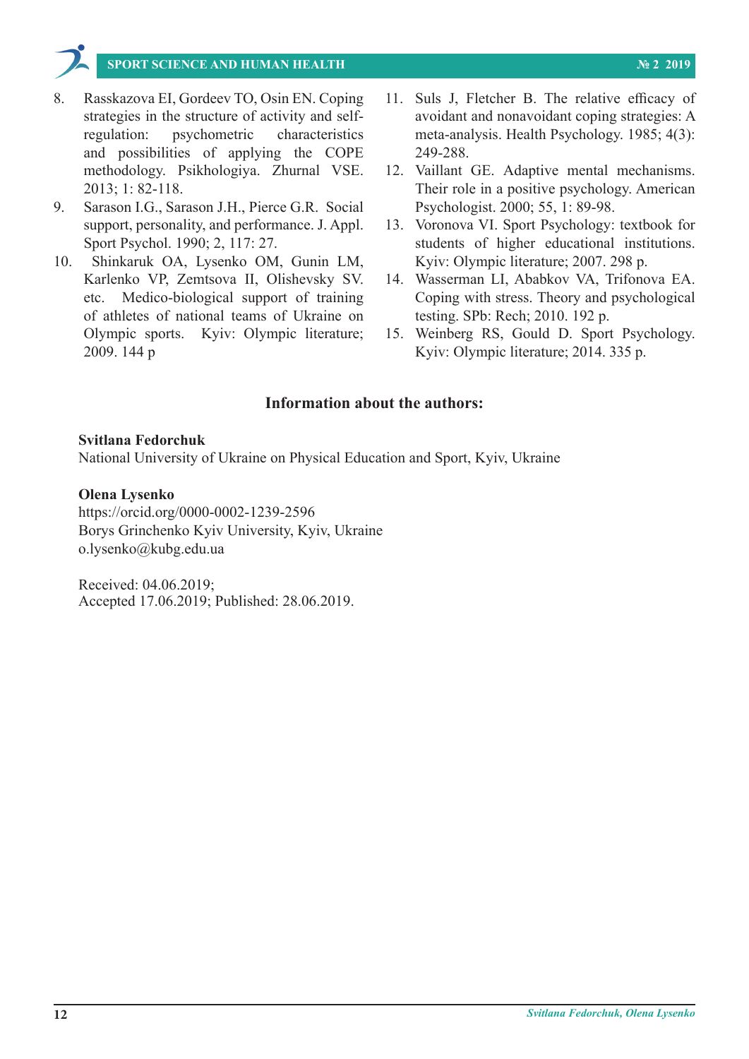8. Rasskazova EI, Gordeev TO, Osin EN. Coping strategies in the structure of activity and self-regulation: psychometric characteristics and possibilities of applying the COPE methodology. Psikhologiya. Zhurnal VSE. 2013; 1: 82-118.
9. Sarason I.G., Sarason J.H., Pierce G.R. Social support, personality, and performance. J. Appl. Sport Psychol. 1990; 2, 117: 27.
10. Shinkaruk OA, Lysenko OM, Gunin LM, Karlenko VP, Zemtsova II, Olishevsky SV. etc. Medico-biological support of training of athletes of national teams of Ukraine on Olympic sports. Kyiv: Olympic literature; 2009. 144 p
11. Suls J, Fletcher B. The relative efficacy of avoidant and nonavoidant coping strategies: A meta-analysis. Health Psychology. 1985; 4(3): 249-288.
12. Vaillant GE. Adaptive mental mechanisms. Their role in a positive psychology. American Psychologist. 2000; 55, 1: 89-98.
13. Voronova VI. Sport Psychology: textbook for students of higher educational institutions. Kyiv: Olympic literature; 2007. 298 p.
14. Wasserman LI, Ababkov VA, Trifonova EA. Coping with stress. Theory and psychological testing. SPb: Rech; 2010. 192 p.
15. Weinberg RS, Gould D. Sport Psychology. Kyiv: Olympic literature; 2014. 335 p.

## Information about the authors:

**Svitlana Fedorchuk**
National University of Ukraine on Physical Education and Sport, Kyiv, Ukraine

**Olena Lysenko**
https://orcid.org/0000-0002-1239-2596
Borys Grinchenko Kyiv University, Kyiv, Ukraine
o.lysenko@kubg.edu.ua

Received: 04.06.2019;
Accepted 17.06.2019; Published: 28.06.2019.